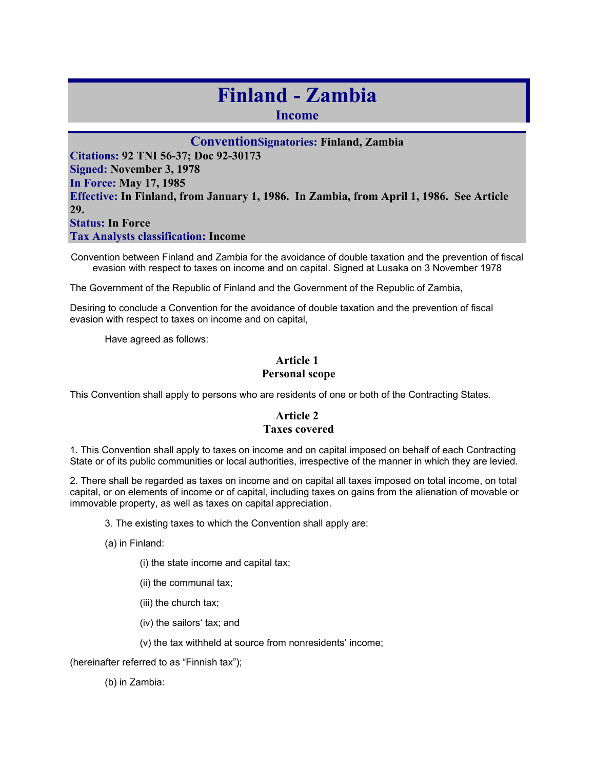# Finland - Zambia

## Income

**Convention** **Signatories:** Finland, Zambia
**Citations:** 92 TNI 56-37; Doc 92-30173
**Signed:** November 3, 1978
**In Force:** May 17, 1985
**Effective:** In Finland, from January 1, 1986. In Zambia, from April 1, 1986. See Article 29.
**Status:** In Force
**Tax Analysts classification:** Income

Convention between Finland and Zambia for the avoidance of double taxation and the prevention of fiscal evasion with respect to taxes on income and on capital. Signed at Lusaka on 3 November 1978

The Government of the Republic of Finland and the Government of the Republic of Zambia,

Desiring to conclude a Convention for the avoidance of double taxation and the prevention of fiscal evasion with respect to taxes on income and on capital,

Have agreed as follows:

### Article 1
### Personal scope

This Convention shall apply to persons who are residents of one or both of the Contracting States.

### Article 2
### Taxes covered

1. This Convention shall apply to taxes on income and on capital imposed on behalf of each Contracting State or of its public communities or local authorities, irrespective of the manner in which they are levied.

2. There shall be regarded as taxes on income and on capital all taxes imposed on total income, on total capital, or on elements of income or of capital, including taxes on gains from the alienation of movable or immovable property, as well as taxes on capital appreciation.

3. The existing taxes to which the Convention shall apply are:

(a) in Finland:

(i) the state income and capital tax;

(ii) the communal tax;

(iii) the church tax;

(iv) the sailors' tax; and

(v) the tax withheld at source from nonresidents' income;

(hereinafter referred to as "Finnish tax");

(b) in Zambia: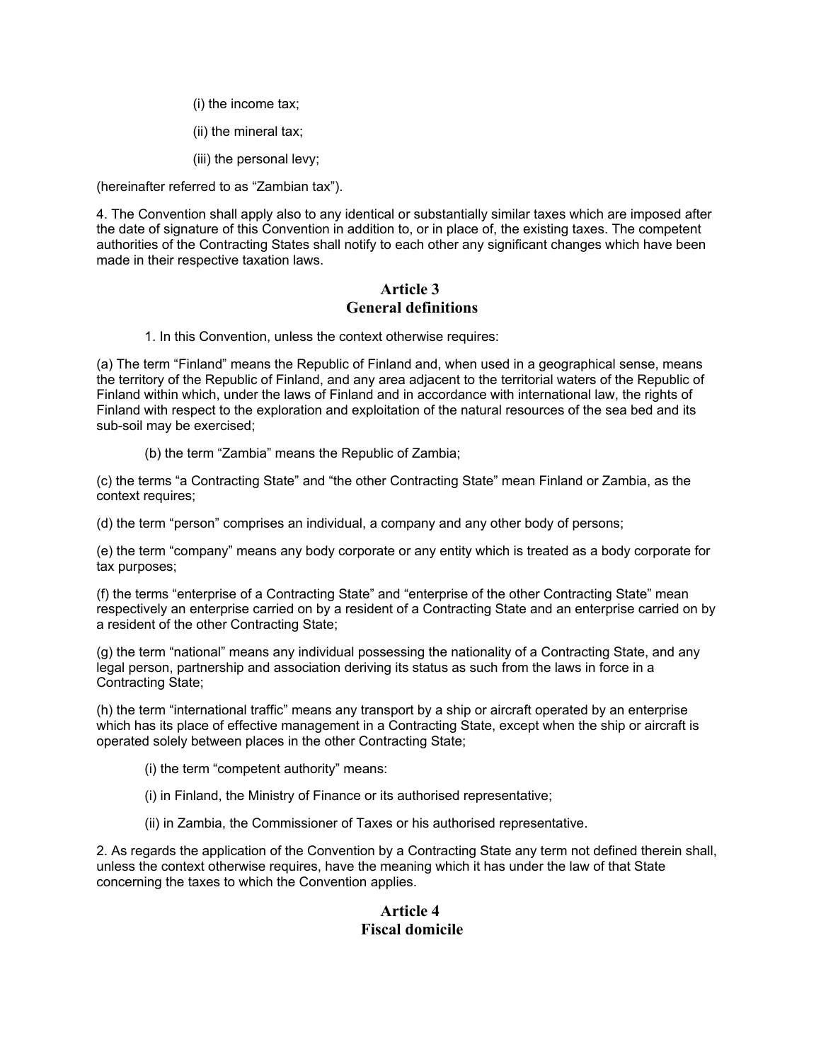(i) the income tax;

(ii) the mineral tax;

(iii) the personal levy;

(hereinafter referred to as "Zambian tax").

4. The Convention shall apply also to any identical or substantially similar taxes which are imposed after the date of signature of this Convention in addition to, or in place of, the existing taxes. The competent authorities of the Contracting States shall notify to each other any significant changes which have been made in their respective taxation laws.

## Article 3
## General definitions

1. In this Convention, unless the context otherwise requires:

(a) The term "Finland" means the Republic of Finland and, when used in a geographical sense, means the territory of the Republic of Finland, and any area adjacent to the territorial waters of the Republic of Finland within which, under the laws of Finland and in accordance with international law, the rights of Finland with respect to the exploration and exploitation of the natural resources of the sea bed and its sub-soil may be exercised;

(b) the term "Zambia" means the Republic of Zambia;

(c) the terms "a Contracting State" and "the other Contracting State" mean Finland or Zambia, as the context requires;

(d) the term "person" comprises an individual, a company and any other body of persons;

(e) the term "company" means any body corporate or any entity which is treated as a body corporate for tax purposes;

(f) the terms "enterprise of a Contracting State" and "enterprise of the other Contracting State" mean respectively an enterprise carried on by a resident of a Contracting State and an enterprise carried on by a resident of the other Contracting State;

(g) the term "national" means any individual possessing the nationality of a Contracting State, and any legal person, partnership and association deriving its status as such from the laws in force in a Contracting State;

(h) the term "international traffic" means any transport by a ship or aircraft operated by an enterprise which has its place of effective management in a Contracting State, except when the ship or aircraft is operated solely between places in the other Contracting State;

(i) the term "competent authority" means:

(i) in Finland, the Ministry of Finance or its authorised representative;

(ii) in Zambia, the Commissioner of Taxes or his authorised representative.

2. As regards the application of the Convention by a Contracting State any term not defined therein shall, unless the context otherwise requires, have the meaning which it has under the law of that State concerning the taxes to which the Convention applies.

## Article 4
## Fiscal domicile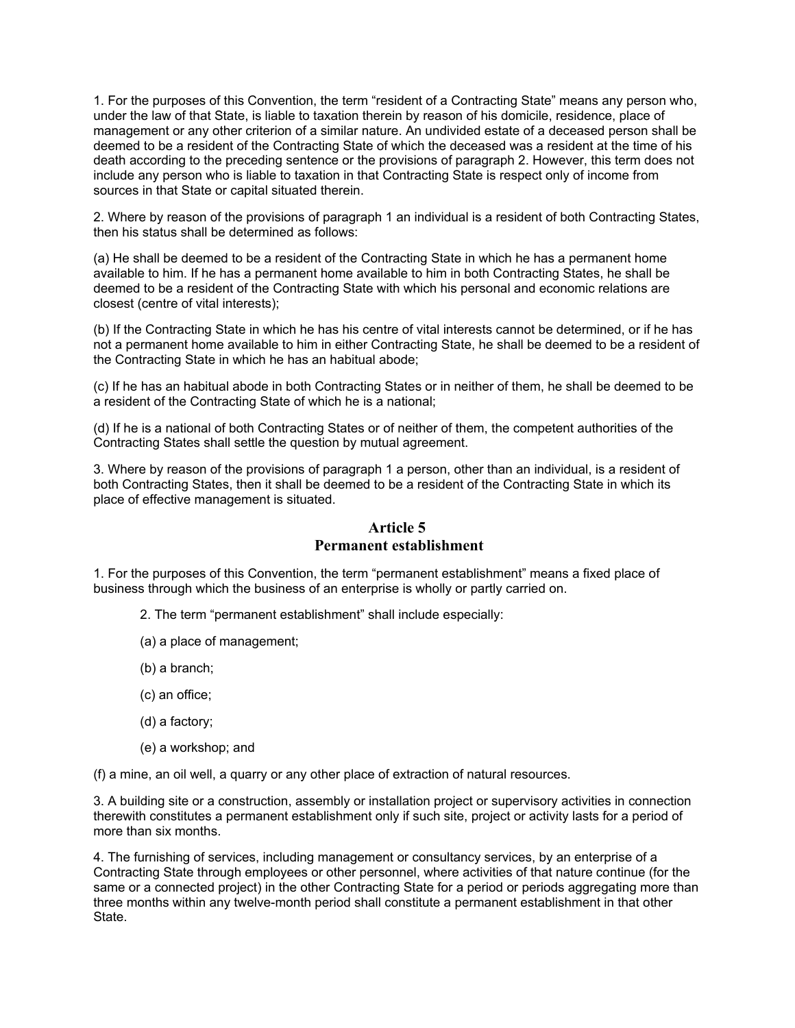1. For the purposes of this Convention, the term “resident of a Contracting State” means any person who, under the law of that State, is liable to taxation therein by reason of his domicile, residence, place of management or any other criterion of a similar nature. An undivided estate of a deceased person shall be deemed to be a resident of the Contracting State of which the deceased was a resident at the time of his death according to the preceding sentence or the provisions of paragraph 2. However, this term does not include any person who is liable to taxation in that Contracting State is respect only of income from sources in that State or capital situated therein.

2. Where by reason of the provisions of paragraph 1 an individual is a resident of both Contracting States, then his status shall be determined as follows:

(a) He shall be deemed to be a resident of the Contracting State in which he has a permanent home available to him. If he has a permanent home available to him in both Contracting States, he shall be deemed to be a resident of the Contracting State with which his personal and economic relations are closest (centre of vital interests);

(b) If the Contracting State in which he has his centre of vital interests cannot be determined, or if he has not a permanent home available to him in either Contracting State, he shall be deemed to be a resident of the Contracting State in which he has an habitual abode;

(c) If he has an habitual abode in both Contracting States or in neither of them, he shall be deemed to be a resident of the Contracting State of which he is a national;

(d) If he is a national of both Contracting States or of neither of them, the competent authorities of the Contracting States shall settle the question by mutual agreement.

3. Where by reason of the provisions of paragraph 1 a person, other than an individual, is a resident of both Contracting States, then it shall be deemed to be a resident of the Contracting State in which its place of effective management is situated.

## Article 5
## Permanent establishment

1. For the purposes of this Convention, the term “permanent establishment” means a fixed place of business through which the business of an enterprise is wholly or partly carried on.

2. The term “permanent establishment” shall include especially:

(a) a place of management;

(b) a branch;

(c) an office;

(d) a factory;

(e) a workshop; and

(f) a mine, an oil well, a quarry or any other place of extraction of natural resources.

3. A building site or a construction, assembly or installation project or supervisory activities in connection therewith constitutes a permanent establishment only if such site, project or activity lasts for a period of more than six months.

4. The furnishing of services, including management or consultancy services, by an enterprise of a Contracting State through employees or other personnel, where activities of that nature continue (for the same or a connected project) in the other Contracting State for a period or periods aggregating more than three months within any twelve-month period shall constitute a permanent establishment in that other State.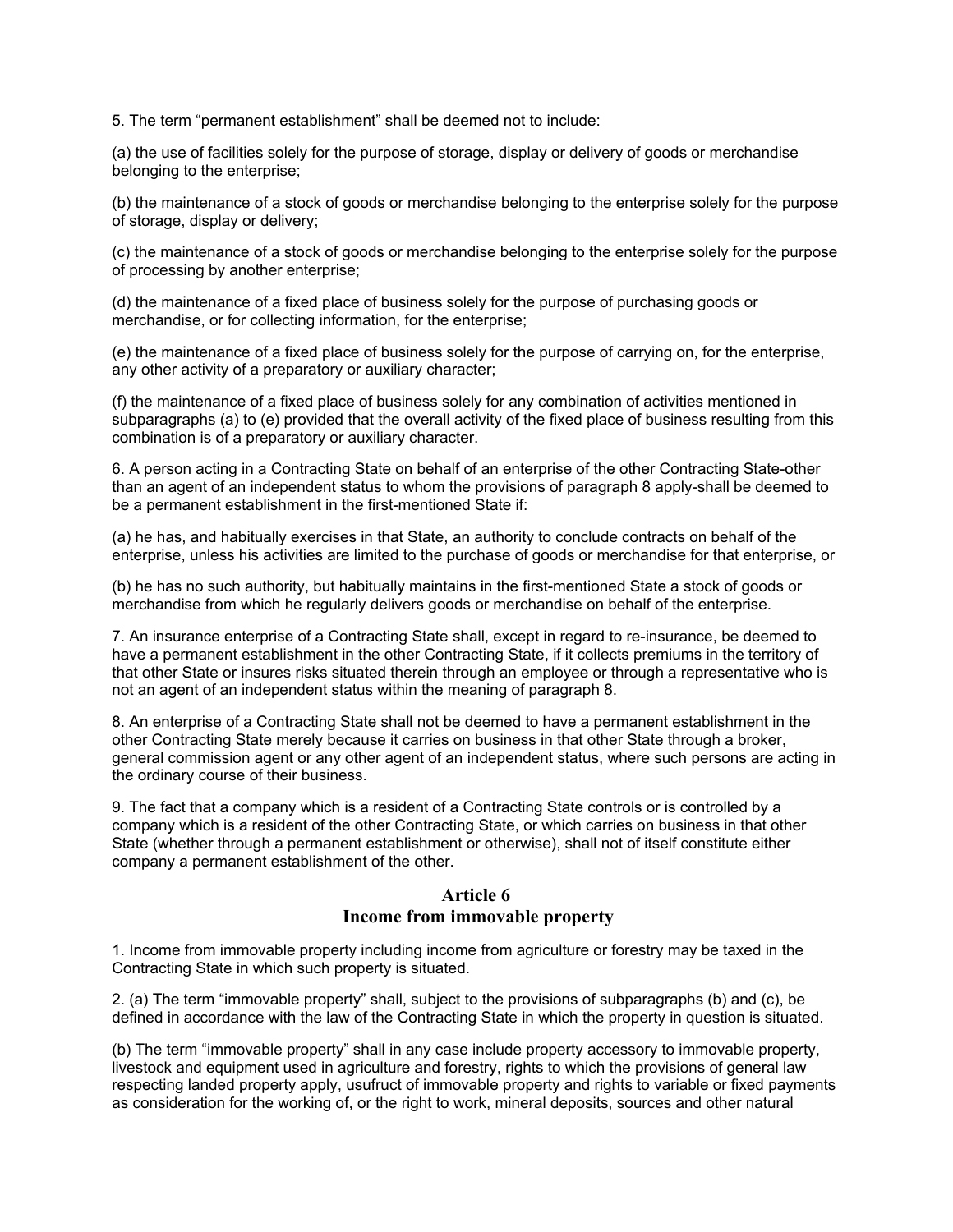5. The term “permanent establishment” shall be deemed not to include:

(a) the use of facilities solely for the purpose of storage, display or delivery of goods or merchandise belonging to the enterprise;

(b) the maintenance of a stock of goods or merchandise belonging to the enterprise solely for the purpose of storage, display or delivery;

(c) the maintenance of a stock of goods or merchandise belonging to the enterprise solely for the purpose of processing by another enterprise;

(d) the maintenance of a fixed place of business solely for the purpose of purchasing goods or merchandise, or for collecting information, for the enterprise;

(e) the maintenance of a fixed place of business solely for the purpose of carrying on, for the enterprise, any other activity of a preparatory or auxiliary character;

(f) the maintenance of a fixed place of business solely for any combination of activities mentioned in subparagraphs (a) to (e) provided that the overall activity of the fixed place of business resulting from this combination is of a preparatory or auxiliary character.

6. A person acting in a Contracting State on behalf of an enterprise of the other Contracting State-other than an agent of an independent status to whom the provisions of paragraph 8 apply-shall be deemed to be a permanent establishment in the first-mentioned State if:

(a) he has, and habitually exercises in that State, an authority to conclude contracts on behalf of the enterprise, unless his activities are limited to the purchase of goods or merchandise for that enterprise, or

(b) he has no such authority, but habitually maintains in the first-mentioned State a stock of goods or merchandise from which he regularly delivers goods or merchandise on behalf of the enterprise.

7. An insurance enterprise of a Contracting State shall, except in regard to re-insurance, be deemed to have a permanent establishment in the other Contracting State, if it collects premiums in the territory of that other State or insures risks situated therein through an employee or through a representative who is not an agent of an independent status within the meaning of paragraph 8.

8. An enterprise of a Contracting State shall not be deemed to have a permanent establishment in the other Contracting State merely because it carries on business in that other State through a broker, general commission agent or any other agent of an independent status, where such persons are acting in the ordinary course of their business.

9. The fact that a company which is a resident of a Contracting State controls or is controlled by a company which is a resident of the other Contracting State, or which carries on business in that other State (whether through a permanent establishment or otherwise), shall not of itself constitute either company a permanent establishment of the other.

## Article 6
## Income from immovable property

1. Income from immovable property including income from agriculture or forestry may be taxed in the Contracting State in which such property is situated.

2. (a) The term “immovable property” shall, subject to the provisions of subparagraphs (b) and (c), be defined in accordance with the law of the Contracting State in which the property in question is situated.

(b) The term “immovable property” shall in any case include property accessory to immovable property, livestock and equipment used in agriculture and forestry, rights to which the provisions of general law respecting landed property apply, usufruct of immovable property and rights to variable or fixed payments as consideration for the working of, or the right to work, mineral deposits, sources and other natural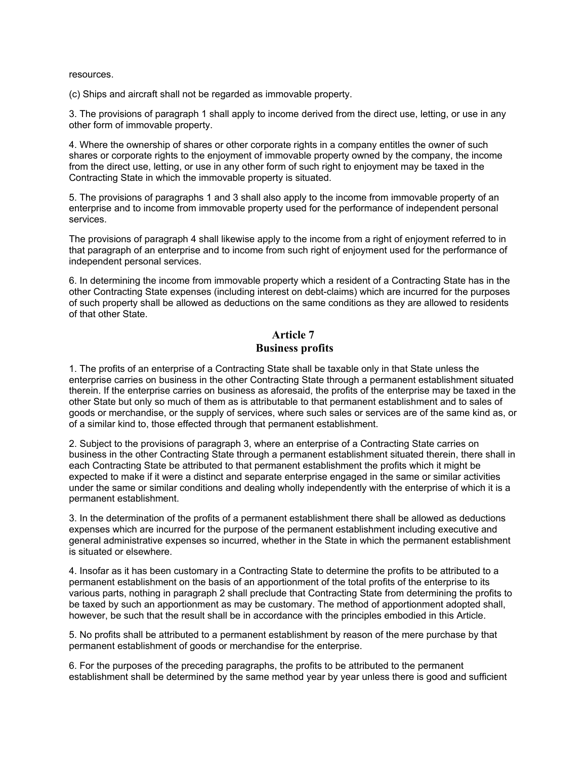resources.

(c) Ships and aircraft shall not be regarded as immovable property.

3. The provisions of paragraph 1 shall apply to income derived from the direct use, letting, or use in any other form of immovable property.

4. Where the ownership of shares or other corporate rights in a company entitles the owner of such shares or corporate rights to the enjoyment of immovable property owned by the company, the income from the direct use, letting, or use in any other form of such right to enjoyment may be taxed in the Contracting State in which the immovable property is situated.

5. The provisions of paragraphs 1 and 3 shall also apply to the income from immovable property of an enterprise and to income from immovable property used for the performance of independent personal services.

The provisions of paragraph 4 shall likewise apply to the income from a right of enjoyment referred to in that paragraph of an enterprise and to income from such right of enjoyment used for the performance of independent personal services.

6. In determining the income from immovable property which a resident of a Contracting State has in the other Contracting State expenses (including interest on debt-claims) which are incurred for the purposes of such property shall be allowed as deductions on the same conditions as they are allowed to residents of that other State.

## Article 7
## Business profits

1. The profits of an enterprise of a Contracting State shall be taxable only in that State unless the enterprise carries on business in the other Contracting State through a permanent establishment situated therein. If the enterprise carries on business as aforesaid, the profits of the enterprise may be taxed in the other State but only so much of them as is attributable to that permanent establishment and to sales of goods or merchandise, or the supply of services, where such sales or services are of the same kind as, or of a similar kind to, those effected through that permanent establishment.

2. Subject to the provisions of paragraph 3, where an enterprise of a Contracting State carries on business in the other Contracting State through a permanent establishment situated therein, there shall in each Contracting State be attributed to that permanent establishment the profits which it might be expected to make if it were a distinct and separate enterprise engaged in the same or similar activities under the same or similar conditions and dealing wholly independently with the enterprise of which it is a permanent establishment.

3. In the determination of the profits of a permanent establishment there shall be allowed as deductions expenses which are incurred for the purpose of the permanent establishment including executive and general administrative expenses so incurred, whether in the State in which the permanent establishment is situated or elsewhere.

4. Insofar as it has been customary in a Contracting State to determine the profits to be attributed to a permanent establishment on the basis of an apportionment of the total profits of the enterprise to its various parts, nothing in paragraph 2 shall preclude that Contracting State from determining the profits to be taxed by such an apportionment as may be customary. The method of apportionment adopted shall, however, be such that the result shall be in accordance with the principles embodied in this Article.

5. No profits shall be attributed to a permanent establishment by reason of the mere purchase by that permanent establishment of goods or merchandise for the enterprise.

6. For the purposes of the preceding paragraphs, the profits to be attributed to the permanent establishment shall be determined by the same method year by year unless there is good and sufficient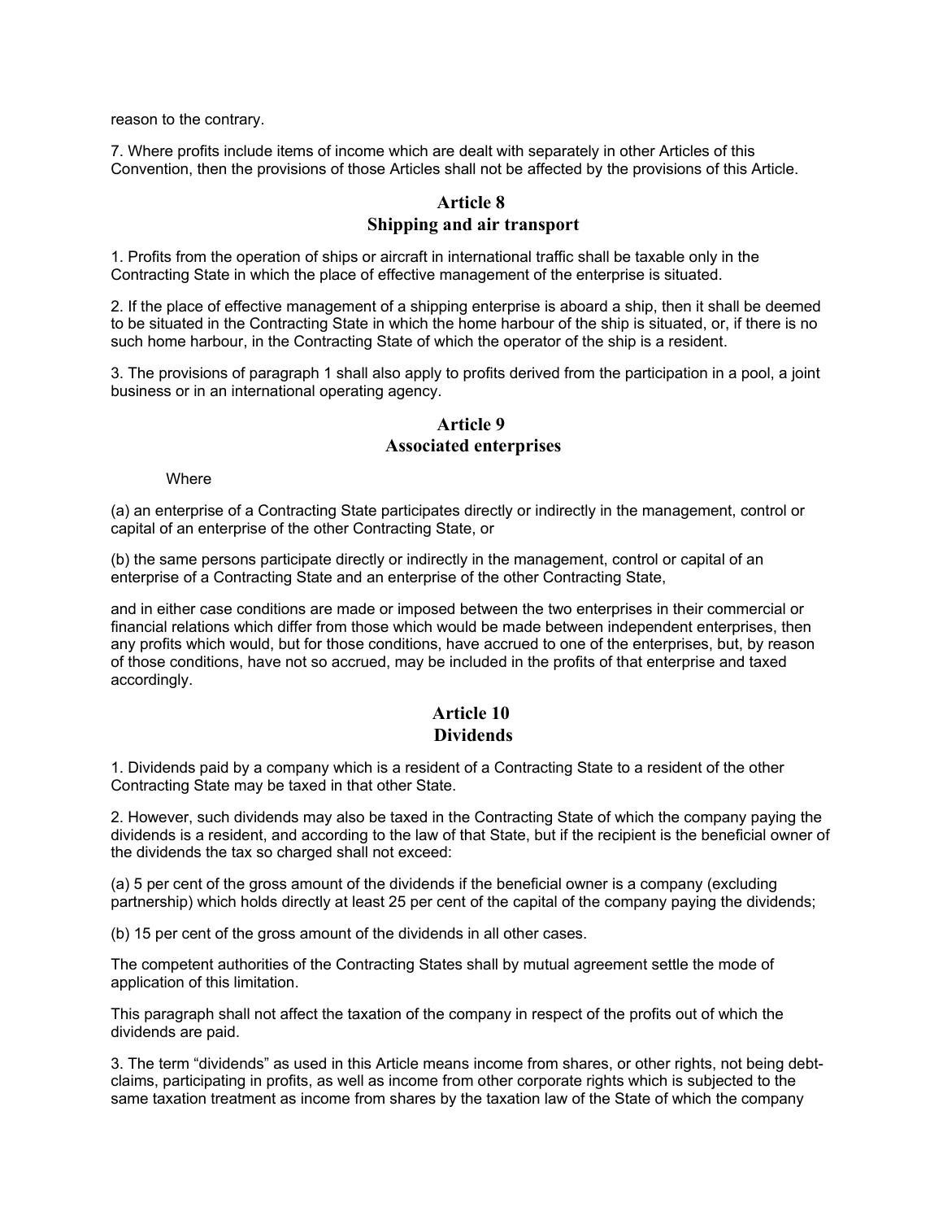reason to the contrary.

7. Where profits include items of income which are dealt with separately in other Articles of this Convention, then the provisions of those Articles shall not be affected by the provisions of this Article.

## Article 8
## Shipping and air transport

1. Profits from the operation of ships or aircraft in international traffic shall be taxable only in the Contracting State in which the place of effective management of the enterprise is situated.

2. If the place of effective management of a shipping enterprise is aboard a ship, then it shall be deemed to be situated in the Contracting State in which the home harbour of the ship is situated, or, if there is no such home harbour, in the Contracting State of which the operator of the ship is a resident.

3. The provisions of paragraph 1 shall also apply to profits derived from the participation in a pool, a joint business or in an international operating agency.

## Article 9
## Associated enterprises

Where

(a) an enterprise of a Contracting State participates directly or indirectly in the management, control or capital of an enterprise of the other Contracting State, or

(b) the same persons participate directly or indirectly in the management, control or capital of an enterprise of a Contracting State and an enterprise of the other Contracting State,

and in either case conditions are made or imposed between the two enterprises in their commercial or financial relations which differ from those which would be made between independent enterprises, then any profits which would, but for those conditions, have accrued to one of the enterprises, but, by reason of those conditions, have not so accrued, may be included in the profits of that enterprise and taxed accordingly.

## Article 10
## Dividends

1. Dividends paid by a company which is a resident of a Contracting State to a resident of the other Contracting State may be taxed in that other State.

2. However, such dividends may also be taxed in the Contracting State of which the company paying the dividends is a resident, and according to the law of that State, but if the recipient is the beneficial owner of the dividends the tax so charged shall not exceed:

(a) 5 per cent of the gross amount of the dividends if the beneficial owner is a company (excluding partnership) which holds directly at least 25 per cent of the capital of the company paying the dividends;

(b) 15 per cent of the gross amount of the dividends in all other cases.

The competent authorities of the Contracting States shall by mutual agreement settle the mode of application of this limitation.

This paragraph shall not affect the taxation of the company in respect of the profits out of which the dividends are paid.

3. The term “dividends” as used in this Article means income from shares, or other rights, not being debt-claims, participating in profits, as well as income from other corporate rights which is subjected to the same taxation treatment as income from shares by the taxation law of the State of which the company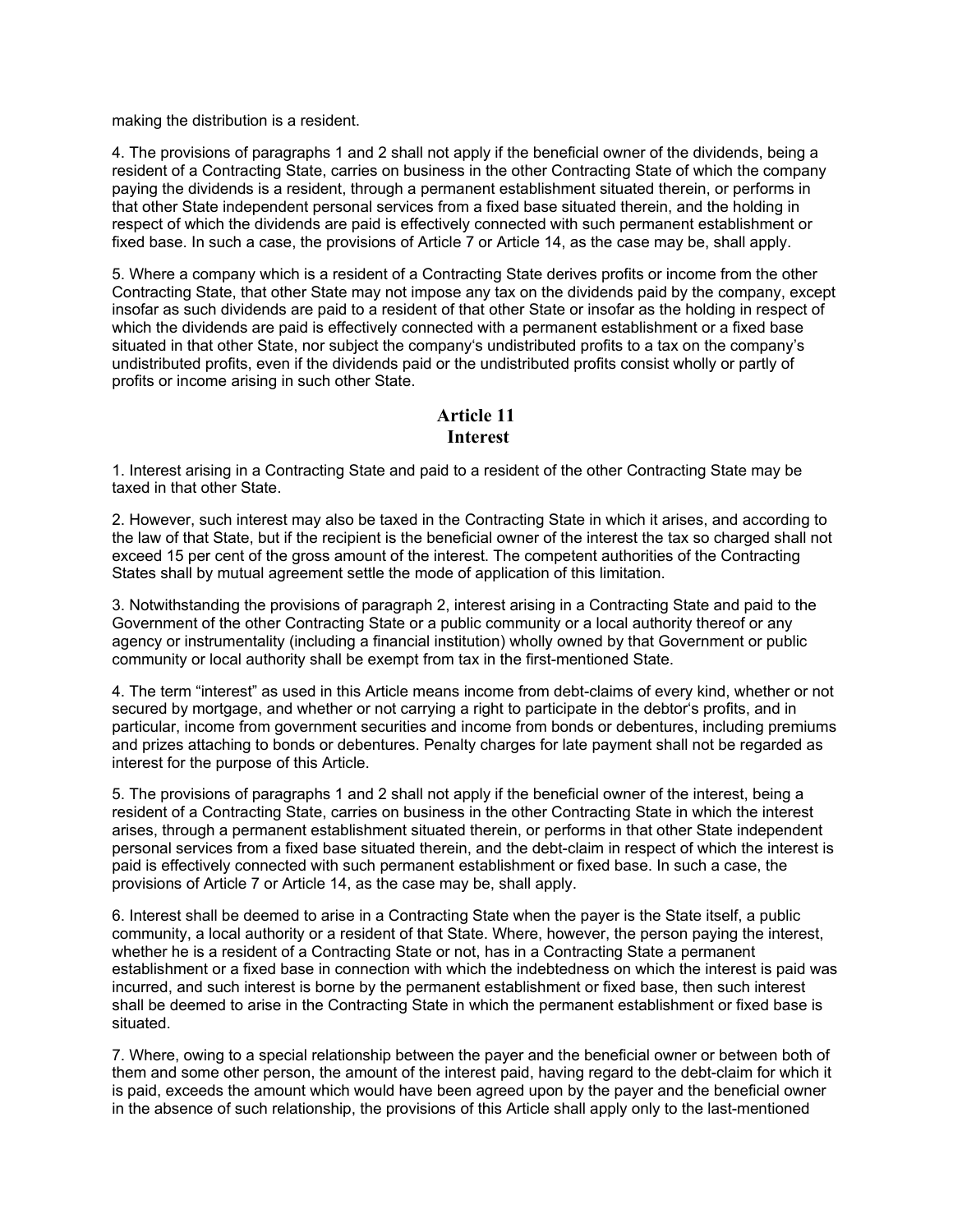making the distribution is a resident.

4. The provisions of paragraphs 1 and 2 shall not apply if the beneficial owner of the dividends, being a resident of a Contracting State, carries on business in the other Contracting State of which the company paying the dividends is a resident, through a permanent establishment situated therein, or performs in that other State independent personal services from a fixed base situated therein, and the holding in respect of which the dividends are paid is effectively connected with such permanent establishment or fixed base. In such a case, the provisions of Article 7 or Article 14, as the case may be, shall apply.

5. Where a company which is a resident of a Contracting State derives profits or income from the other Contracting State, that other State may not impose any tax on the dividends paid by the company, except insofar as such dividends are paid to a resident of that other State or insofar as the holding in respect of which the dividends are paid is effectively connected with a permanent establishment or a fixed base situated in that other State, nor subject the company's undistributed profits to a tax on the company's undistributed profits, even if the dividends paid or the undistributed profits consist wholly or partly of profits or income arising in such other State.

## Article 11
## Interest

1. Interest arising in a Contracting State and paid to a resident of the other Contracting State may be taxed in that other State.

2. However, such interest may also be taxed in the Contracting State in which it arises, and according to the law of that State, but if the recipient is the beneficial owner of the interest the tax so charged shall not exceed 15 per cent of the gross amount of the interest. The competent authorities of the Contracting States shall by mutual agreement settle the mode of application of this limitation.

3. Notwithstanding the provisions of paragraph 2, interest arising in a Contracting State and paid to the Government of the other Contracting State or a public community or a local authority thereof or any agency or instrumentality (including a financial institution) wholly owned by that Government or public community or local authority shall be exempt from tax in the first-mentioned State.

4. The term "interest" as used in this Article means income from debt-claims of every kind, whether or not secured by mortgage, and whether or not carrying a right to participate in the debtor's profits, and in particular, income from government securities and income from bonds or debentures, including premiums and prizes attaching to bonds or debentures. Penalty charges for late payment shall not be regarded as interest for the purpose of this Article.

5. The provisions of paragraphs 1 and 2 shall not apply if the beneficial owner of the interest, being a resident of a Contracting State, carries on business in the other Contracting State in which the interest arises, through a permanent establishment situated therein, or performs in that other State independent personal services from a fixed base situated therein, and the debt-claim in respect of which the interest is paid is effectively connected with such permanent establishment or fixed base. In such a case, the provisions of Article 7 or Article 14, as the case may be, shall apply.

6. Interest shall be deemed to arise in a Contracting State when the payer is the State itself, a public community, a local authority or a resident of that State. Where, however, the person paying the interest, whether he is a resident of a Contracting State or not, has in a Contracting State a permanent establishment or a fixed base in connection with which the indebtedness on which the interest is paid was incurred, and such interest is borne by the permanent establishment or fixed base, then such interest shall be deemed to arise in the Contracting State in which the permanent establishment or fixed base is situated.

7. Where, owing to a special relationship between the payer and the beneficial owner or between both of them and some other person, the amount of the interest paid, having regard to the debt-claim for which it is paid, exceeds the amount which would have been agreed upon by the payer and the beneficial owner in the absence of such relationship, the provisions of this Article shall apply only to the last-mentioned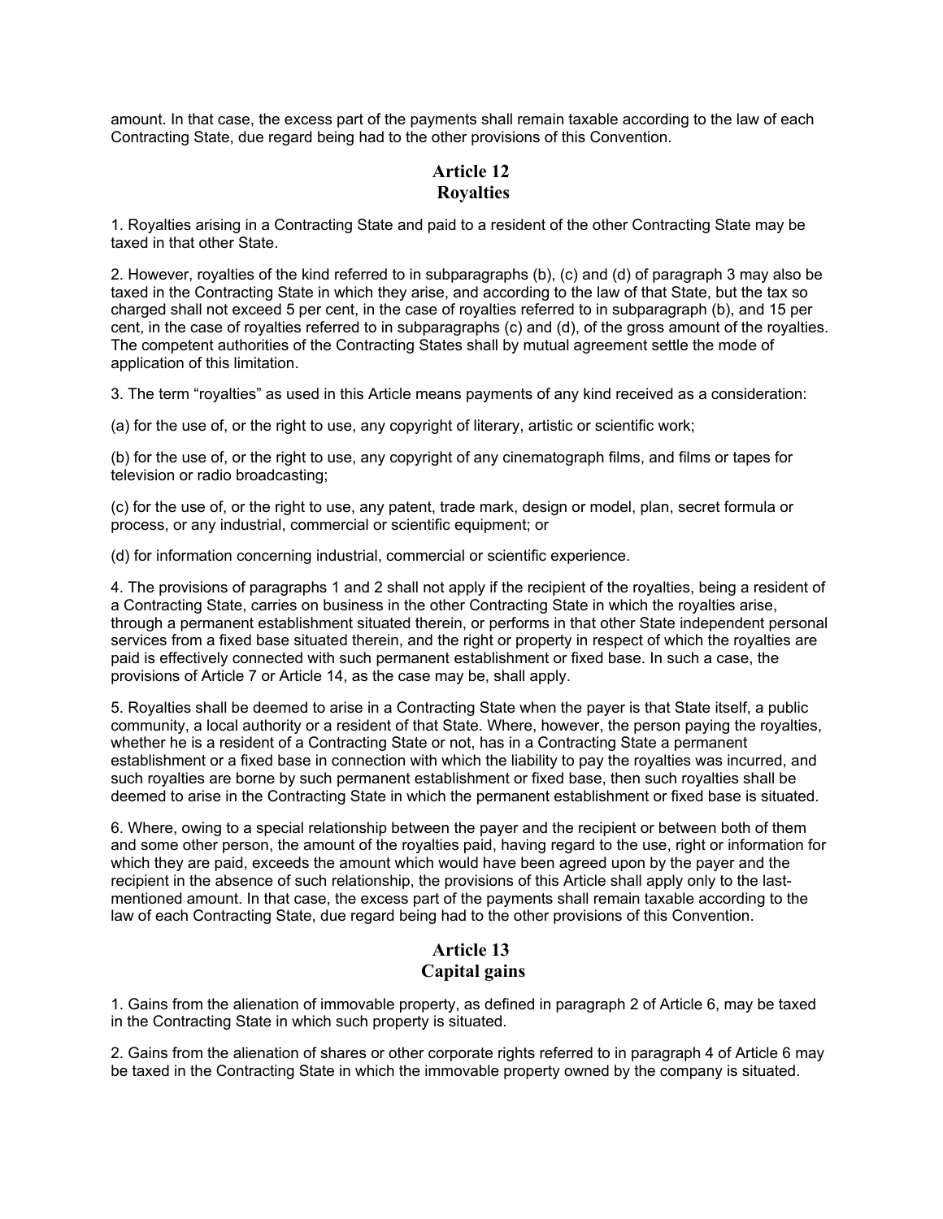amount. In that case, the excess part of the payments shall remain taxable according to the law of each Contracting State, due regard being had to the other provisions of this Convention.

## Article 12
## Royalties

1. Royalties arising in a Contracting State and paid to a resident of the other Contracting State may be taxed in that other State.

2. However, royalties of the kind referred to in subparagraphs (b), (c) and (d) of paragraph 3 may also be taxed in the Contracting State in which they arise, and according to the law of that State, but the tax so charged shall not exceed 5 per cent, in the case of royalties referred to in subparagraph (b), and 15 per cent, in the case of royalties referred to in subparagraphs (c) and (d), of the gross amount of the royalties. The competent authorities of the Contracting States shall by mutual agreement settle the mode of application of this limitation.

3. The term “royalties” as used in this Article means payments of any kind received as a consideration:

(a) for the use of, or the right to use, any copyright of literary, artistic or scientific work;

(b) for the use of, or the right to use, any copyright of any cinematograph films, and films or tapes for television or radio broadcasting;

(c) for the use of, or the right to use, any patent, trade mark, design or model, plan, secret formula or process, or any industrial, commercial or scientific equipment; or

(d) for information concerning industrial, commercial or scientific experience.

4. The provisions of paragraphs 1 and 2 shall not apply if the recipient of the royalties, being a resident of a Contracting State, carries on business in the other Contracting State in which the royalties arise, through a permanent establishment situated therein, or performs in that other State independent personal services from a fixed base situated therein, and the right or property in respect of which the royalties are paid is effectively connected with such permanent establishment or fixed base. In such a case, the provisions of Article 7 or Article 14, as the case may be, shall apply.

5. Royalties shall be deemed to arise in a Contracting State when the payer is that State itself, a public community, a local authority or a resident of that State. Where, however, the person paying the royalties, whether he is a resident of a Contracting State or not, has in a Contracting State a permanent establishment or a fixed base in connection with which the liability to pay the royalties was incurred, and such royalties are borne by such permanent establishment or fixed base, then such royalties shall be deemed to arise in the Contracting State in which the permanent establishment or fixed base is situated.

6. Where, owing to a special relationship between the payer and the recipient or between both of them and some other person, the amount of the royalties paid, having regard to the use, right or information for which they are paid, exceeds the amount which would have been agreed upon by the payer and the recipient in the absence of such relationship, the provisions of this Article shall apply only to the last-mentioned amount. In that case, the excess part of the payments shall remain taxable according to the law of each Contracting State, due regard being had to the other provisions of this Convention.

## Article 13
## Capital gains

1. Gains from the alienation of immovable property, as defined in paragraph 2 of Article 6, may be taxed in the Contracting State in which such property is situated.

2. Gains from the alienation of shares or other corporate rights referred to in paragraph 4 of Article 6 may be taxed in the Contracting State in which the immovable property owned by the company is situated.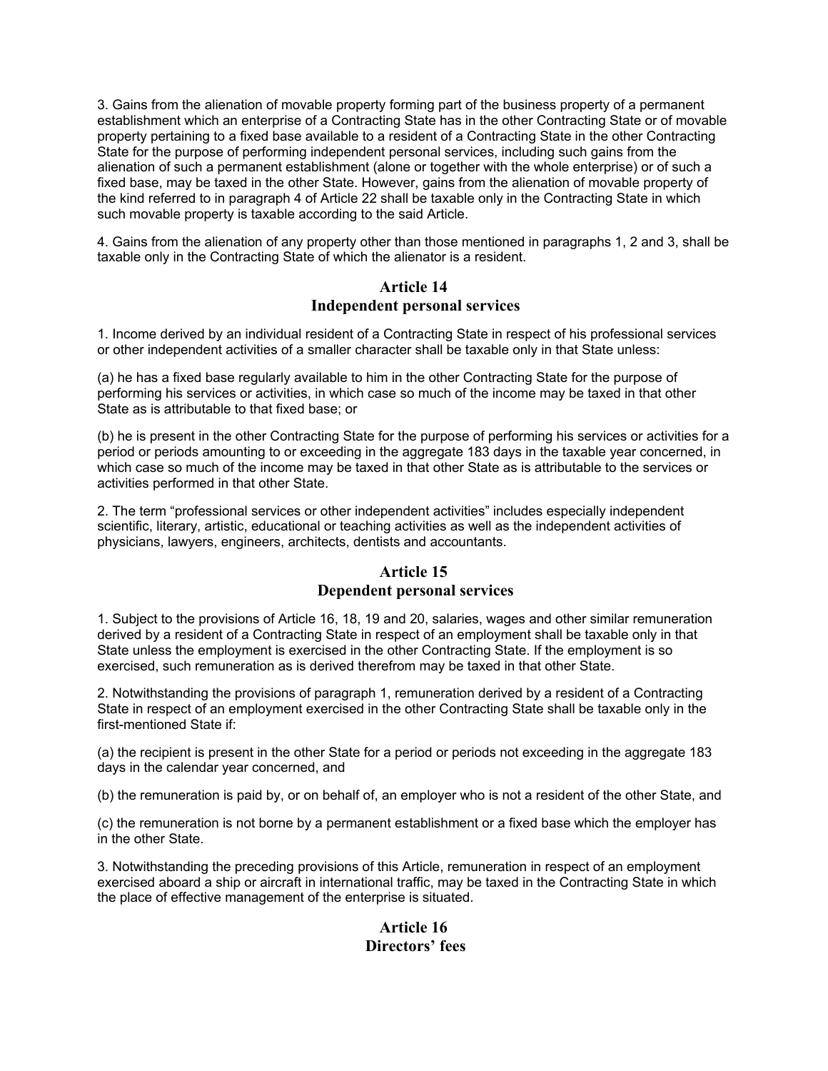3. Gains from the alienation of movable property forming part of the business property of a permanent establishment which an enterprise of a Contracting State has in the other Contracting State or of movable property pertaining to a fixed base available to a resident of a Contracting State in the other Contracting State for the purpose of performing independent personal services, including such gains from the alienation of such a permanent establishment (alone or together with the whole enterprise) or of such a fixed base, may be taxed in the other State. However, gains from the alienation of movable property of the kind referred to in paragraph 4 of Article 22 shall be taxable only in the Contracting State in which such movable property is taxable according to the said Article.

4. Gains from the alienation of any property other than those mentioned in paragraphs 1, 2 and 3, shall be taxable only in the Contracting State of which the alienator is a resident.

## Article 14
## Independent personal services

1. Income derived by an individual resident of a Contracting State in respect of his professional services or other independent activities of a smaller character shall be taxable only in that State unless:

(a) he has a fixed base regularly available to him in the other Contracting State for the purpose of performing his services or activities, in which case so much of the income may be taxed in that other State as is attributable to that fixed base; or

(b) he is present in the other Contracting State for the purpose of performing his services or activities for a period or periods amounting to or exceeding in the aggregate 183 days in the taxable year concerned, in which case so much of the income may be taxed in that other State as is attributable to the services or activities performed in that other State.

2. The term "professional services or other independent activities" includes especially independent scientific, literary, artistic, educational or teaching activities as well as the independent activities of physicians, lawyers, engineers, architects, dentists and accountants.

## Article 15
## Dependent personal services

1. Subject to the provisions of Article 16, 18, 19 and 20, salaries, wages and other similar remuneration derived by a resident of a Contracting State in respect of an employment shall be taxable only in that State unless the employment is exercised in the other Contracting State. If the employment is so exercised, such remuneration as is derived therefrom may be taxed in that other State.

2. Notwithstanding the provisions of paragraph 1, remuneration derived by a resident of a Contracting State in respect of an employment exercised in the other Contracting State shall be taxable only in the first-mentioned State if:

(a) the recipient is present in the other State for a period or periods not exceeding in the aggregate 183 days in the calendar year concerned, and

(b) the remuneration is paid by, or on behalf of, an employer who is not a resident of the other State, and

(c) the remuneration is not borne by a permanent establishment or a fixed base which the employer has in the other State.

3. Notwithstanding the preceding provisions of this Article, remuneration in respect of an employment exercised aboard a ship or aircraft in international traffic, may be taxed in the Contracting State in which the place of effective management of the enterprise is situated.

## Article 16
## Directors' fees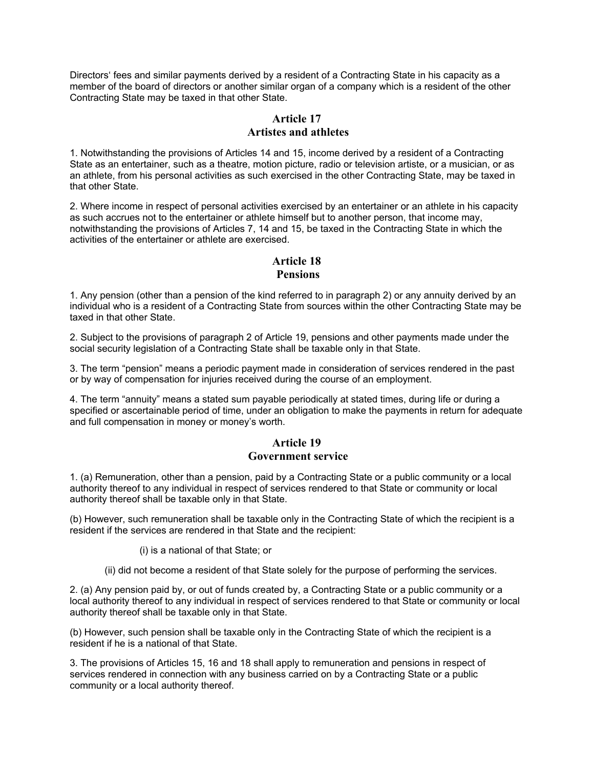Directors' fees and similar payments derived by a resident of a Contracting State in his capacity as a member of the board of directors or another similar organ of a company which is a resident of the other Contracting State may be taxed in that other State.

## Article 17
## Artistes and athletes

1. Notwithstanding the provisions of Articles 14 and 15, income derived by a resident of a Contracting State as an entertainer, such as a theatre, motion picture, radio or television artiste, or a musician, or as an athlete, from his personal activities as such exercised in the other Contracting State, may be taxed in that other State.

2. Where income in respect of personal activities exercised by an entertainer or an athlete in his capacity as such accrues not to the entertainer or athlete himself but to another person, that income may, notwithstanding the provisions of Articles 7, 14 and 15, be taxed in the Contracting State in which the activities of the entertainer or athlete are exercised.

## Article 18
## Pensions

1. Any pension (other than a pension of the kind referred to in paragraph 2) or any annuity derived by an individual who is a resident of a Contracting State from sources within the other Contracting State may be taxed in that other State.

2. Subject to the provisions of paragraph 2 of Article 19, pensions and other payments made under the social security legislation of a Contracting State shall be taxable only in that State.

3. The term "pension" means a periodic payment made in consideration of services rendered in the past or by way of compensation for injuries received during the course of an employment.

4. The term "annuity" means a stated sum payable periodically at stated times, during life or during a specified or ascertainable period of time, under an obligation to make the payments in return for adequate and full compensation in money or money's worth.

## Article 19
## Government service

1. (a) Remuneration, other than a pension, paid by a Contracting State or a public community or a local authority thereof to any individual in respect of services rendered to that State or community or local authority thereof shall be taxable only in that State.

(b) However, such remuneration shall be taxable only in the Contracting State of which the recipient is a resident if the services are rendered in that State and the recipient:

(i) is a national of that State; or

(ii) did not become a resident of that State solely for the purpose of performing the services.

2. (a) Any pension paid by, or out of funds created by, a Contracting State or a public community or a local authority thereof to any individual in respect of services rendered to that State or community or local authority thereof shall be taxable only in that State.

(b) However, such pension shall be taxable only in the Contracting State of which the recipient is a resident if he is a national of that State.

3. The provisions of Articles 15, 16 and 18 shall apply to remuneration and pensions in respect of services rendered in connection with any business carried on by a Contracting State or a public community or a local authority thereof.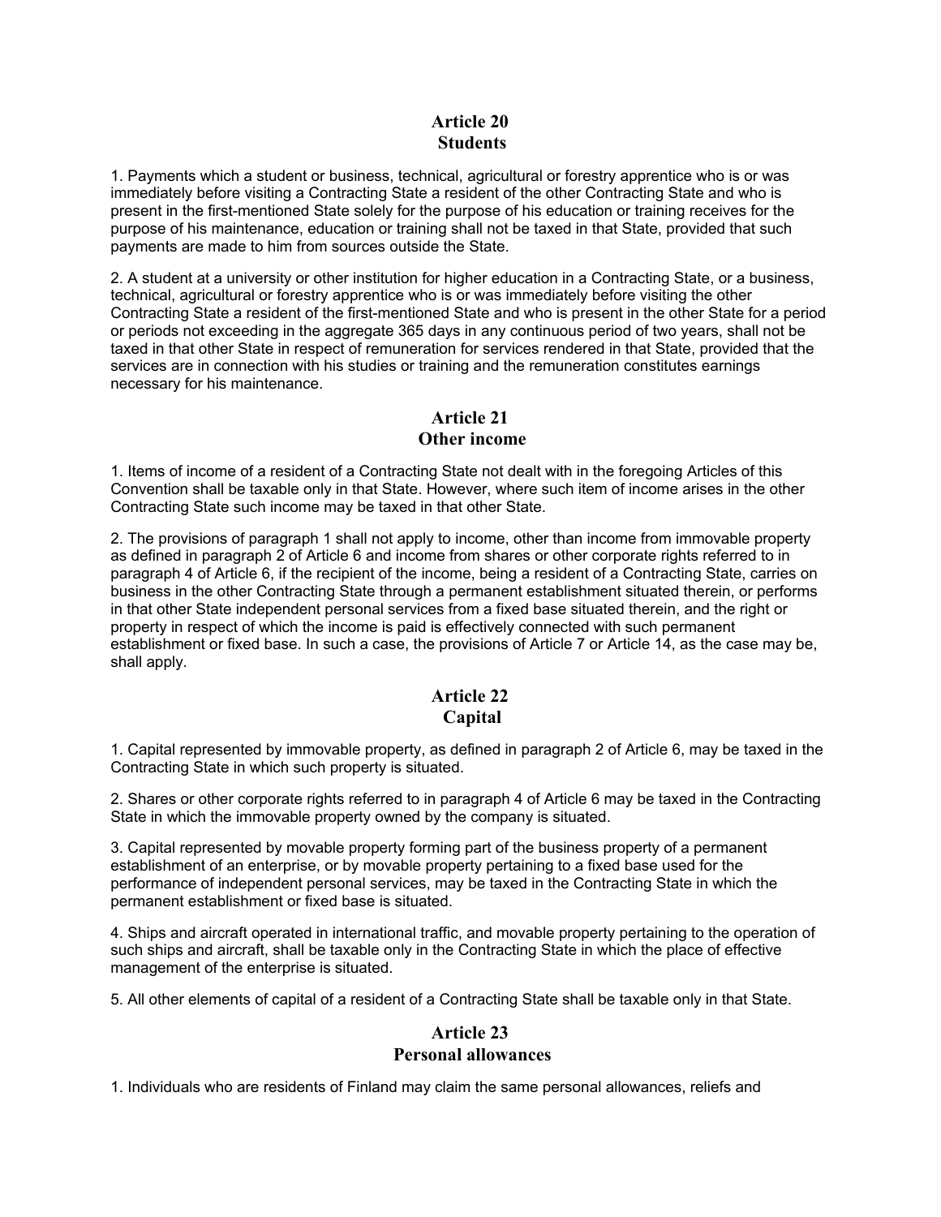## Article 20
## Students

1. Payments which a student or business, technical, agricultural or forestry apprentice who is or was immediately before visiting a Contracting State a resident of the other Contracting State and who is present in the first-mentioned State solely for the purpose of his education or training receives for the purpose of his maintenance, education or training shall not be taxed in that State, provided that such payments are made to him from sources outside the State.

2. A student at a university or other institution for higher education in a Contracting State, or a business, technical, agricultural or forestry apprentice who is or was immediately before visiting the other Contracting State a resident of the first-mentioned State and who is present in the other State for a period or periods not exceeding in the aggregate 365 days in any continuous period of two years, shall not be taxed in that other State in respect of remuneration for services rendered in that State, provided that the services are in connection with his studies or training and the remuneration constitutes earnings necessary for his maintenance.

## Article 21
## Other income

1. Items of income of a resident of a Contracting State not dealt with in the foregoing Articles of this Convention shall be taxable only in that State. However, where such item of income arises in the other Contracting State such income may be taxed in that other State.

2. The provisions of paragraph 1 shall not apply to income, other than income from immovable property as defined in paragraph 2 of Article 6 and income from shares or other corporate rights referred to in paragraph 4 of Article 6, if the recipient of the income, being a resident of a Contracting State, carries on business in the other Contracting State through a permanent establishment situated therein, or performs in that other State independent personal services from a fixed base situated therein, and the right or property in respect of which the income is paid is effectively connected with such permanent establishment or fixed base. In such a case, the provisions of Article 7 or Article 14, as the case may be, shall apply.

## Article 22
## Capital

1. Capital represented by immovable property, as defined in paragraph 2 of Article 6, may be taxed in the Contracting State in which such property is situated.

2. Shares or other corporate rights referred to in paragraph 4 of Article 6 may be taxed in the Contracting State in which the immovable property owned by the company is situated.

3. Capital represented by movable property forming part of the business property of a permanent establishment of an enterprise, or by movable property pertaining to a fixed base used for the performance of independent personal services, may be taxed in the Contracting State in which the permanent establishment or fixed base is situated.

4. Ships and aircraft operated in international traffic, and movable property pertaining to the operation of such ships and aircraft, shall be taxable only in the Contracting State in which the place of effective management of the enterprise is situated.

5. All other elements of capital of a resident of a Contracting State shall be taxable only in that State.

## Article 23
## Personal allowances

1. Individuals who are residents of Finland may claim the same personal allowances, reliefs and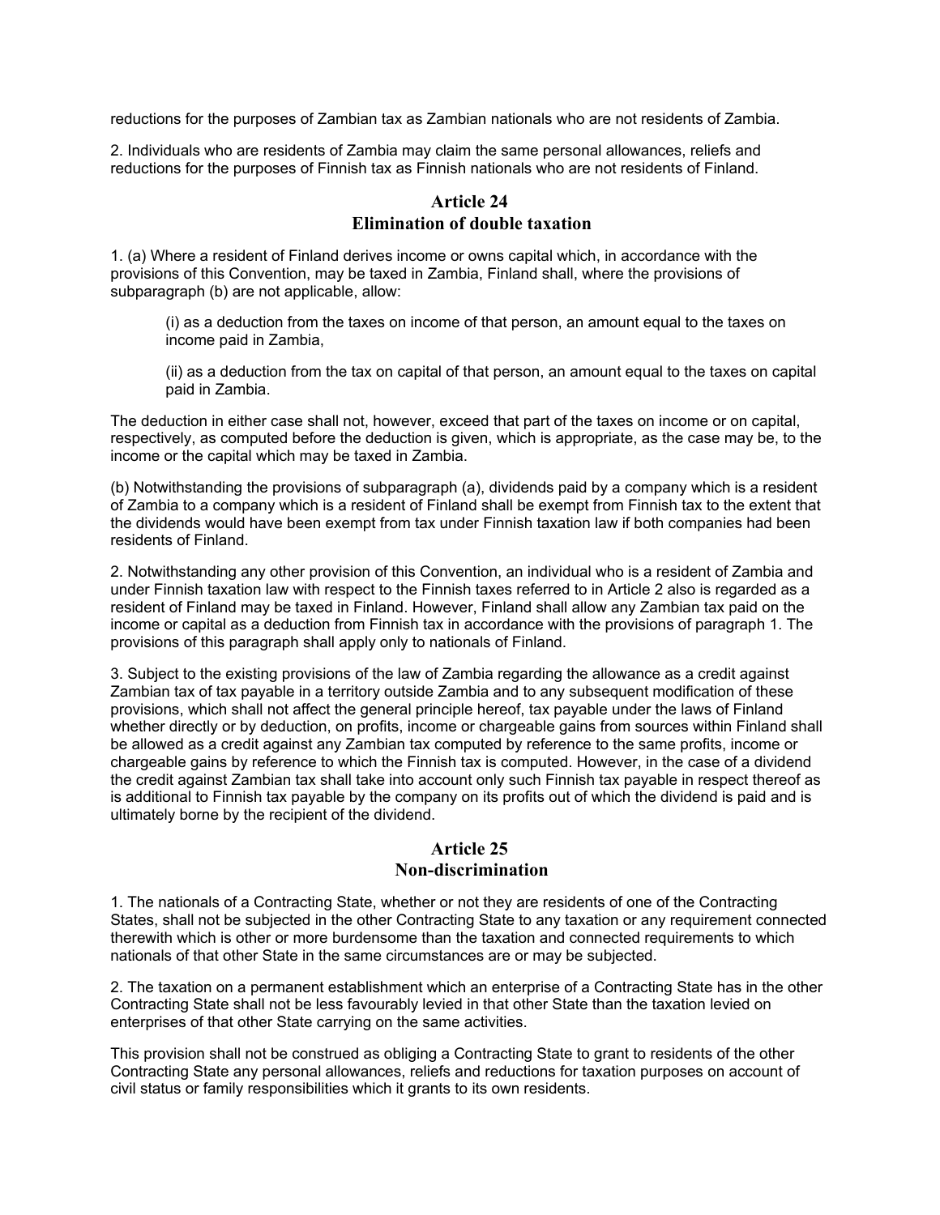reductions for the purposes of Zambian tax as Zambian nationals who are not residents of Zambia.

2. Individuals who are residents of Zambia may claim the same personal allowances, reliefs and reductions for the purposes of Finnish tax as Finnish nationals who are not residents of Finland.

## Article 24
## Elimination of double taxation

1. (a) Where a resident of Finland derives income or owns capital which, in accordance with the provisions of this Convention, may be taxed in Zambia, Finland shall, where the provisions of subparagraph (b) are not applicable, allow:

> (i) as a deduction from the taxes on income of that person, an amount equal to the taxes on income paid in Zambia,
>
> (ii) as a deduction from the tax on capital of that person, an amount equal to the taxes on capital paid in Zambia.

The deduction in either case shall not, however, exceed that part of the taxes on income or on capital, respectively, as computed before the deduction is given, which is appropriate, as the case may be, to the income or the capital which may be taxed in Zambia.

(b) Notwithstanding the provisions of subparagraph (a), dividends paid by a company which is a resident of Zambia to a company which is a resident of Finland shall be exempt from Finnish tax to the extent that the dividends would have been exempt from tax under Finnish taxation law if both companies had been residents of Finland.

2. Notwithstanding any other provision of this Convention, an individual who is a resident of Zambia and under Finnish taxation law with respect to the Finnish taxes referred to in Article 2 also is regarded as a resident of Finland may be taxed in Finland. However, Finland shall allow any Zambian tax paid on the income or capital as a deduction from Finnish tax in accordance with the provisions of paragraph 1. The provisions of this paragraph shall apply only to nationals of Finland.

3. Subject to the existing provisions of the law of Zambia regarding the allowance as a credit against Zambian tax of tax payable in a territory outside Zambia and to any subsequent modification of these provisions, which shall not affect the general principle hereof, tax payable under the laws of Finland whether directly or by deduction, on profits, income or chargeable gains from sources within Finland shall be allowed as a credit against any Zambian tax computed by reference to the same profits, income or chargeable gains by reference to which the Finnish tax is computed. However, in the case of a dividend the credit against Zambian tax shall take into account only such Finnish tax payable in respect thereof as is additional to Finnish tax payable by the company on its profits out of which the dividend is paid and is ultimately borne by the recipient of the dividend.

## Article 25
## Non-discrimination

1. The nationals of a Contracting State, whether or not they are residents of one of the Contracting States, shall not be subjected in the other Contracting State to any taxation or any requirement connected therewith which is other or more burdensome than the taxation and connected requirements to which nationals of that other State in the same circumstances are or may be subjected.

2. The taxation on a permanent establishment which an enterprise of a Contracting State has in the other Contracting State shall not be less favourably levied in that other State than the taxation levied on enterprises of that other State carrying on the same activities.

This provision shall not be construed as obliging a Contracting State to grant to residents of the other Contracting State any personal allowances, reliefs and reductions for taxation purposes on account of civil status or family responsibilities which it grants to its own residents.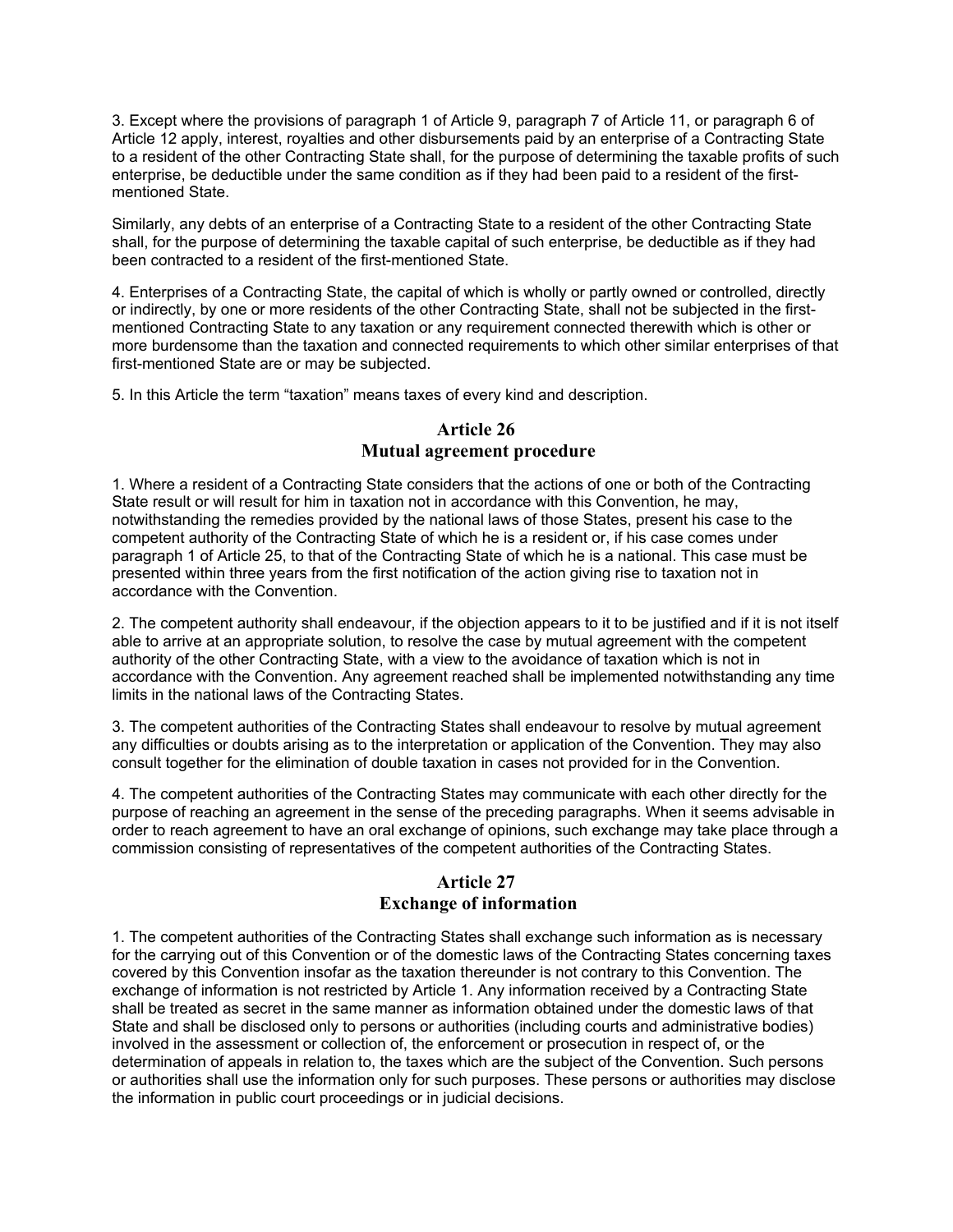3. Except where the provisions of paragraph 1 of Article 9, paragraph 7 of Article 11, or paragraph 6 of Article 12 apply, interest, royalties and other disbursements paid by an enterprise of a Contracting State to a resident of the other Contracting State shall, for the purpose of determining the taxable profits of such enterprise, be deductible under the same condition as if they had been paid to a resident of the first-mentioned State.

Similarly, any debts of an enterprise of a Contracting State to a resident of the other Contracting State shall, for the purpose of determining the taxable capital of such enterprise, be deductible as if they had been contracted to a resident of the first-mentioned State.

4. Enterprises of a Contracting State, the capital of which is wholly or partly owned or controlled, directly or indirectly, by one or more residents of the other Contracting State, shall not be subjected in the first-mentioned Contracting State to any taxation or any requirement connected therewith which is other or more burdensome than the taxation and connected requirements to which other similar enterprises of that first-mentioned State are or may be subjected.

5. In this Article the term “taxation” means taxes of every kind and description.

## Article 26
## Mutual agreement procedure

1. Where a resident of a Contracting State considers that the actions of one or both of the Contracting State result or will result for him in taxation not in accordance with this Convention, he may, notwithstanding the remedies provided by the national laws of those States, present his case to the competent authority of the Contracting State of which he is a resident or, if his case comes under paragraph 1 of Article 25, to that of the Contracting State of which he is a national. This case must be presented within three years from the first notification of the action giving rise to taxation not in accordance with the Convention.

2. The competent authority shall endeavour, if the objection appears to it to be justified and if it is not itself able to arrive at an appropriate solution, to resolve the case by mutual agreement with the competent authority of the other Contracting State, with a view to the avoidance of taxation which is not in accordance with the Convention. Any agreement reached shall be implemented notwithstanding any time limits in the national laws of the Contracting States.

3. The competent authorities of the Contracting States shall endeavour to resolve by mutual agreement any difficulties or doubts arising as to the interpretation or application of the Convention. They may also consult together for the elimination of double taxation in cases not provided for in the Convention.

4. The competent authorities of the Contracting States may communicate with each other directly for the purpose of reaching an agreement in the sense of the preceding paragraphs. When it seems advisable in order to reach agreement to have an oral exchange of opinions, such exchange may take place through a commission consisting of representatives of the competent authorities of the Contracting States.

## Article 27
## Exchange of information

1. The competent authorities of the Contracting States shall exchange such information as is necessary for the carrying out of this Convention or of the domestic laws of the Contracting States concerning taxes covered by this Convention insofar as the taxation thereunder is not contrary to this Convention. The exchange of information is not restricted by Article 1. Any information received by a Contracting State shall be treated as secret in the same manner as information obtained under the domestic laws of that State and shall be disclosed only to persons or authorities (including courts and administrative bodies) involved in the assessment or collection of, the enforcement or prosecution in respect of, or the determination of appeals in relation to, the taxes which are the subject of the Convention. Such persons or authorities shall use the information only for such purposes. These persons or authorities may disclose the information in public court proceedings or in judicial decisions.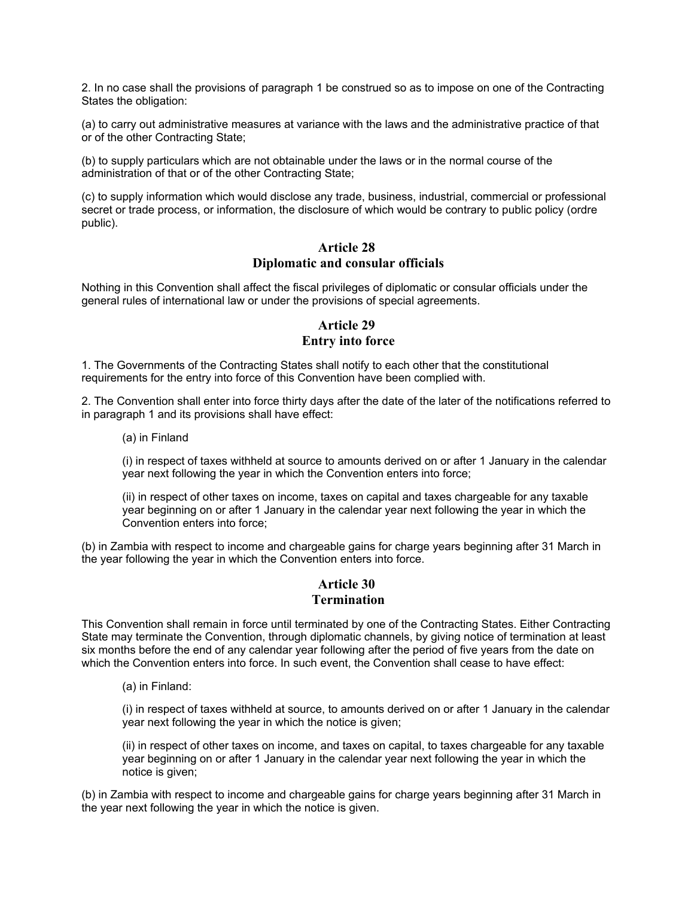2. In no case shall the provisions of paragraph 1 be construed so as to impose on one of the Contracting States the obligation:

(a) to carry out administrative measures at variance with the laws and the administrative practice of that or of the other Contracting State;

(b) to supply particulars which are not obtainable under the laws or in the normal course of the administration of that or of the other Contracting State;

(c) to supply information which would disclose any trade, business, industrial, commercial or professional secret or trade process, or information, the disclosure of which would be contrary to public policy (ordre public).

## Article 28
## Diplomatic and consular officials

Nothing in this Convention shall affect the fiscal privileges of diplomatic or consular officials under the general rules of international law or under the provisions of special agreements.

## Article 29
## Entry into force

1. The Governments of the Contracting States shall notify to each other that the constitutional requirements for the entry into force of this Convention have been complied with.

2. The Convention shall enter into force thirty days after the date of the later of the notifications referred to in paragraph 1 and its provisions shall have effect:

(a) in Finland

(i) in respect of taxes withheld at source to amounts derived on or after 1 January in the calendar year next following the year in which the Convention enters into force;

(ii) in respect of other taxes on income, taxes on capital and taxes chargeable for any taxable year beginning on or after 1 January in the calendar year next following the year in which the Convention enters into force;

(b) in Zambia with respect to income and chargeable gains for charge years beginning after 31 March in the year following the year in which the Convention enters into force.

## Article 30
## Termination

This Convention shall remain in force until terminated by one of the Contracting States. Either Contracting State may terminate the Convention, through diplomatic channels, by giving notice of termination at least six months before the end of any calendar year following after the period of five years from the date on which the Convention enters into force. In such event, the Convention shall cease to have effect:

(a) in Finland:

(i) in respect of taxes withheld at source, to amounts derived on or after 1 January in the calendar year next following the year in which the notice is given;

(ii) in respect of other taxes on income, and taxes on capital, to taxes chargeable for any taxable year beginning on or after 1 January in the calendar year next following the year in which the notice is given;

(b) in Zambia with respect to income and chargeable gains for charge years beginning after 31 March in the year next following the year in which the notice is given.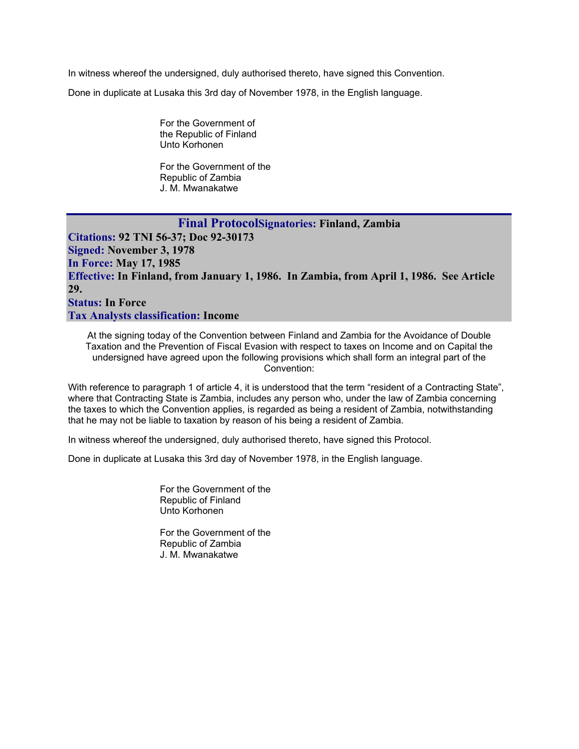In witness whereof the undersigned, duly authorised thereto, have signed this Convention.

Done in duplicate at Lusaka this 3rd day of November 1978, in the English language.

For the Government of
the Republic of Finland
Unto Korhonen

For the Government of the
Republic of Zambia
J. M. Mwanakatwe

## Final Protocol

**Signatories:** Finland, Zambia
**Citations:** 92 TNI 56-37; Doc 92-30173
**Signed:** November 3, 1978
**In Force:** May 17, 1985
**Effective:** In Finland, from January 1, 1986. In Zambia, from April 1, 1986. See Article 29.
**Status:** In Force
**Tax Analysts classification:** Income

At the signing today of the Convention between Finland and Zambia for the Avoidance of Double Taxation and the Prevention of Fiscal Evasion with respect to taxes on Income and on Capital the undersigned have agreed upon the following provisions which shall form an integral part of the Convention:

With reference to paragraph 1 of article 4, it is understood that the term "resident of a Contracting State", where that Contracting State is Zambia, includes any person who, under the law of Zambia concerning the taxes to which the Convention applies, is regarded as being a resident of Zambia, notwithstanding that he may not be liable to taxation by reason of his being a resident of Zambia.

In witness whereof the undersigned, duly authorised thereto, have signed this Protocol.

Done in duplicate at Lusaka this 3rd day of November 1978, in the English language.

For the Government of the
Republic of Finland
Unto Korhonen

For the Government of the
Republic of Zambia
J. M. Mwanakatwe